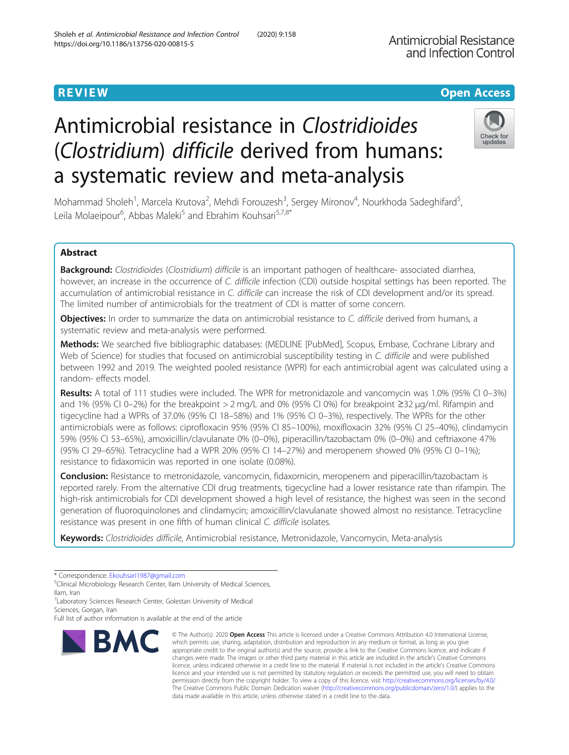REVIEW

Open Access

# Antimicrobial resistance in *Clostridioides* (*Clostridium*) *difficile* derived from humans: a systematic review and meta-analysis

Mohammad Sholeh[1], Marcela Krutova[2], Mehdi Forouzesh[3], Sergey Mironov[4], Nourkhoda Sadeghifard[5], Leila Molaeipour[6], Abbas Maleki[5] and Ebrahim Kouhsari[5,7,8*]

## Abstract

**Background:** *Clostridioides* (*Clostridium*) *difficile* is an important pathogen of healthcare- associated diarrhea, however, an increase in the occurrence of *C. difficile* infection (CDI) outside hospital settings has been reported. The accumulation of antimicrobial resistance in *C. difficile* can increase the risk of CDI development and/or its spread. The limited number of antimicrobials for the treatment of CDI is matter of some concern.

**Objectives:** In order to summarize the data on antimicrobial resistance to *C. difficile* derived from humans, a systematic review and meta-analysis were performed.

**Methods:** We searched five bibliographic databases: (MEDLINE [PubMed], Scopus, Embase, Cochrane Library and Web of Science) for studies that focused on antimicrobial susceptibility testing in *C. difficile* and were published between 1992 and 2019. The weighted pooled resistance (WPR) for each antimicrobial agent was calculated using a random- effects model.

**Results:** A total of 111 studies were included. The WPR for metronidazole and vancomycin was 1.0% (95% CI 0–3%) and 1% (95% CI 0–2%) for the breakpoint > 2 mg/L and 0% (95% CI 0%) for breakpoint ≥32 μg/ml. Rifampin and tigecycline had a WPRs of 37.0% (95% CI 18–58%) and 1% (95% CI 0–3%), respectively. The WPRs for the other antimicrobials were as follows: ciprofloxacin 95% (95% CI 85–100%), moxifloxacin 32% (95% CI 25–40%), clindamycin 59% (95% CI 53–65%), amoxicillin/clavulanate 0% (0–0%), piperacillin/tazobactam 0% (0–0%) and ceftriaxone 47% (95% CI 29–65%). Tetracycline had a WPR 20% (95% CI 14–27%) and meropenem showed 0% (95% CI 0–1%); resistance to fidaxomicin was reported in one isolate (0.08%).

**Conclusion:** Resistance to metronidazole, vancomycin, fidaxomicin, meropenem and piperacillin/tazobactam is reported rarely. From the alternative CDI drug treatments, tigecycline had a lower resistance rate than rifampin. The high-risk antimicrobials for CDI development showed a high level of resistance, the highest was seen in the second generation of fluoroquinolones and clindamycin; amoxicillin/clavulanate showed almost no resistance. Tetracycline resistance was present in one fifth of human clinical *C. difficile* isolates.

**Keywords:** *Clostridioides difficile*, Antimicrobial resistance, Metronidazole, Vancomycin, Meta-analysis

---

* Correspondence: Ekouhsari1987@gmail.com
[5]Clinical Microbiology Research Center, Ilam University of Medical Sciences, Ilam, Iran
[7]Laboratory Sciences Research Center, Golestan University of Medical Sciences, Gorgan, Iran
Full list of author information is available at the end of the article

© The Author(s). 2020 **Open Access** This article is licensed under a Creative Commons Attribution 4.0 International License, which permits use, sharing, adaptation, distribution and reproduction in any medium or format, as long as you give appropriate credit to the original author(s) and the source, provide a link to the Creative Commons licence, and indicate if changes were made. The images or other third party material in this article are included in the article's Creative Commons licence, unless indicated otherwise in a credit line to the material. If material is not included in the article's Creative Commons licence and your intended use is not permitted by statutory regulation or exceeds the permitted use, you will need to obtain permission directly from the copyright holder. To view a copy of this licence, visit http://creativecommons.org/licenses/by/4.0/. The Creative Commons Public Domain Dedication waiver (http://creativecommons.org/publicdomain/zero/1.0/) applies to the data made available in this article, unless otherwise stated in a credit line to the data.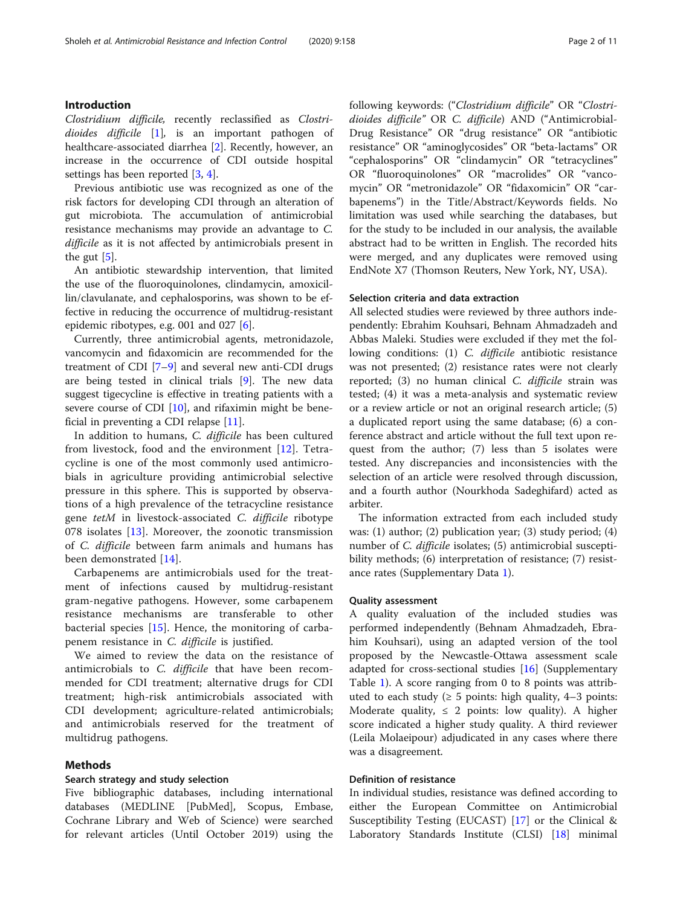## Introduction

*Clostridium difficile*, recently reclassified as *Clostridioides difficile* [1], is an important pathogen of healthcare-associated diarrhea [2]. Recently, however, an increase in the occurrence of CDI outside hospital settings has been reported [3, 4].

Previous antibiotic use was recognized as one of the risk factors for developing CDI through an alteration of gut microbiota. The accumulation of antimicrobial resistance mechanisms may provide an advantage to *C. difficile* as it is not affected by antimicrobials present in the gut [5].

An antibiotic stewardship intervention, that limited the use of the fluoroquinolones, clindamycin, amoxicillin/clavulanate, and cephalosporins, was shown to be effective in reducing the occurrence of multidrug-resistant epidemic ribotypes, e.g. 001 and 027 [6].

Currently, three antimicrobial agents, metronidazole, vancomycin and fidaxomicin are recommended for the treatment of CDI [7–9] and several new anti-CDI drugs are being tested in clinical trials [9]. The new data suggest tigecycline is effective in treating patients with a severe course of CDI [10], and rifaximin might be beneficial in preventing a CDI relapse [11].

In addition to humans, *C. difficile* has been cultured from livestock, food and the environment [12]. Tetracycline is one of the most commonly used antimicrobials in agriculture providing antimicrobial selective pressure in this sphere. This is supported by observations of a high prevalence of the tetracycline resistance gene *tetM* in livestock-associated *C. difficile* ribotype 078 isolates [13]. Moreover, the zoonotic transmission of *C. difficile* between farm animals and humans has been demonstrated [14].

Carbapenems are antimicrobials used for the treatment of infections caused by multidrug-resistant gram-negative pathogens. However, some carbapenem resistance mechanisms are transferable to other bacterial species [15]. Hence, the monitoring of carbapenem resistance in *C. difficile* is justified.

We aimed to review the data on the resistance of antimicrobials to *C. difficile* that have been recommended for CDI treatment; alternative drugs for CDI treatment; high-risk antimicrobials associated with CDI development; agriculture-related antimicrobials; and antimicrobials reserved for the treatment of multidrug pathogens.

## Methods

### Search strategy and study selection

Five bibliographic databases, including international databases (MEDLINE [PubMed], Scopus, Embase, Cochrane Library and Web of Science) were searched for relevant articles (Until October 2019) using the following keywords: ("*Clostridium difficile*" OR "*Clostridioides difficile*" OR *C. difficile*) AND ("Antimicrobial-Drug Resistance" OR "drug resistance" OR "antibiotic resistance" OR "aminoglycosides" OR "beta-lactams" OR "cephalosporins" OR "clindamycin" OR "tetracyclines" OR "fluoroquinolones" OR "macrolides" OR "vancomycin" OR "metronidazole" OR "fidaxomicin" OR "carbapenems") in the Title/Abstract/Keywords fields. No limitation was used while searching the databases, but for the study to be included in our analysis, the available abstract had to be written in English. The recorded hits were merged, and any duplicates were removed using EndNote X7 (Thomson Reuters, New York, NY, USA).

### Selection criteria and data extraction

All selected studies were reviewed by three authors independently: Ebrahim Kouhsari, Behnam Ahmadzadeh and Abbas Maleki. Studies were excluded if they met the following conditions: (1) *C. difficile* antibiotic resistance was not presented; (2) resistance rates were not clearly reported; (3) no human clinical *C. difficile* strain was tested; (4) it was a meta-analysis and systematic review or a review article or not an original research article; (5) a duplicated report using the same database; (6) a conference abstract and article without the full text upon request from the author; (7) less than 5 isolates were tested. Any discrepancies and inconsistencies with the selection of an article were resolved through discussion, and a fourth author (Nourkhoda Sadeghifard) acted as arbiter.

The information extracted from each included study was: (1) author; (2) publication year; (3) study period; (4) number of *C. difficile* isolates; (5) antimicrobial susceptibility methods; (6) interpretation of resistance; (7) resistance rates (Supplementary Data 1).

### Quality assessment

A quality evaluation of the included studies was performed independently (Behnam Ahmadzadeh, Ebrahim Kouhsari), using an adapted version of the tool proposed by the Newcastle-Ottawa assessment scale adapted for cross-sectional studies [16] (Supplementary Table 1). A score ranging from 0 to 8 points was attributed to each study (≥ 5 points: high quality, 4–3 points: Moderate quality, ≤ 2 points: low quality). A higher score indicated a higher study quality. A third reviewer (Leila Molaeipour) adjudicated in any cases where there was a disagreement.

### Definition of resistance

In individual studies, resistance was defined according to either the European Committee on Antimicrobial Susceptibility Testing (EUCAST) [17] or the Clinical & Laboratory Standards Institute (CLSI) [18] minimal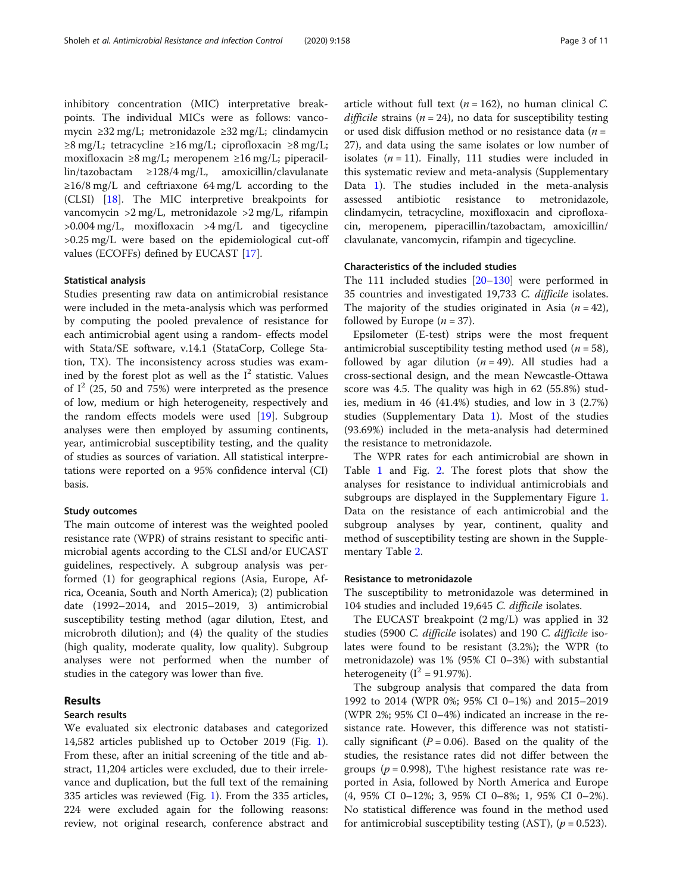inhibitory concentration (MIC) interpretative breakpoints. The individual MICs were as follows: vancomycin ≥32 mg/L; metronidazole ≥32 mg/L; clindamycin ≥8 mg/L; tetracycline ≥16 mg/L; ciprofloxacin ≥8 mg/L; moxifloxacin ≥8 mg/L; meropenem ≥16 mg/L; piperacillin/tazobactam ≥128/4 mg/L, amoxicillin/clavulanate ≥16/8 mg/L and ceftriaxone 64 mg/L according to the (CLSI) [18]. The MIC interpretive breakpoints for vancomycin >2 mg/L, metronidazole >2 mg/L, rifampin >0.004 mg/L, moxifloxacin >4 mg/L and tigecycline >0.25 mg/L were based on the epidemiological cut-off values (ECOFFs) defined by EUCAST [17].

### Statistical analysis

Studies presenting raw data on antimicrobial resistance were included in the meta-analysis which was performed by computing the pooled prevalence of resistance for each antimicrobial agent using a random- effects model with Stata/SE software, v.14.1 (StataCorp, College Station, TX). The inconsistency across studies was examined by the forest plot as well as the $I^2$ statistic. Values of $I^2$ (25, 50 and 75%) were interpreted as the presence of low, medium or high heterogeneity, respectively and the random effects models were used [19]. Subgroup analyses were then employed by assuming continents, year, antimicrobial susceptibility testing, and the quality of studies as sources of variation. All statistical interpretations were reported on a 95% confidence interval (CI) basis.

### Study outcomes

The main outcome of interest was the weighted pooled resistance rate (WPR) of strains resistant to specific antimicrobial agents according to the CLSI and/or EUCAST guidelines, respectively. A subgroup analysis was performed (1) for geographical regions (Asia, Europe, Africa, Oceania, South and North America); (2) publication date (1992–2014, and 2015–2019, 3) antimicrobial susceptibility testing method (agar dilution, Etest, and microbroth dilution); and (4) the quality of the studies (high quality, moderate quality, low quality). Subgroup analyses were not performed when the number of studies in the category was lower than five.

## Results

### Search results

We evaluated six electronic databases and categorized 14,582 articles published up to October 2019 (Fig. 1). From these, after an initial screening of the title and abstract, 11,204 articles were excluded, due to their irrelevance and duplication, but the full text of the remaining 335 articles was reviewed (Fig. 1). From the 335 articles, 224 were excluded again for the following reasons: review, not original research, conference abstract and article without full text ($n = 162$), no human clinical *C. difficile* strains ($n = 24$), no data for susceptibility testing or used disk diffusion method or no resistance data ($n = 27$), and data using the same isolates or low number of isolates ($n = 11$). Finally, 111 studies were included in this systematic review and meta-analysis (Supplementary Data 1). The studies included in the meta-analysis assessed antibiotic resistance to metronidazole, clindamycin, tetracycline, moxifloxacin and ciprofloxacin, meropenem, piperacillin/tazobactam, amoxicillin/clavulanate, vancomycin, rifampin and tigecycline.

### Characteristics of the included studies

The 111 included studies [20–130] were performed in 35 countries and investigated 19,733 *C. difficile* isolates. The majority of the studies originated in Asia ($n = 42$), followed by Europe ($n = 37$).

Epsilometer (E-test) strips were the most frequent antimicrobial susceptibility testing method used ($n = 58$), followed by agar dilution ($n = 49$). All studies had a cross-sectional design, and the mean Newcastle-Ottawa score was 4.5. The quality was high in 62 (55.8%) studies, medium in 46 (41.4%) studies, and low in 3 (2.7%) studies (Supplementary Data 1). Most of the studies (93.69%) included in the meta-analysis had determined the resistance to metronidazole.

The WPR rates for each antimicrobial are shown in Table 1 and Fig. 2. The forest plots that show the analyses for resistance to individual antimicrobials and subgroups are displayed in the Supplementary Figure 1. Data on the resistance of each antimicrobial and the subgroup analyses by year, continent, quality and method of susceptibility testing are shown in the Supplementary Table 2.

### Resistance to metronidazole

The susceptibility to metronidazole was determined in 104 studies and included 19,645 *C. difficile* isolates.

The EUCAST breakpoint (2 mg/L) was applied in 32 studies (5900 *C. difficile* isolates) and 190 *C. difficile* isolates were found to be resistant (3.2%); the WPR (to metronidazole) was 1% (95% CI 0–3%) with substantial heterogeneity ($I^2 = 91.97\%$).

The subgroup analysis that compared the data from 1992 to 2014 (WPR 0%; 95% CI 0–1%) and 2015–2019 (WPR 2%; 95% CI 0–4%) indicated an increase in the resistance rate. However, this difference was not statistically significant ($P = 0.06$). Based on the quality of the studies, the resistance rates did not differ between the groups ($p = 0.998$), T\he highest resistance rate was reported in Asia, followed by North America and Europe (4, 95% CI 0–12%; 3, 95% CI 0–8%; 1, 95% CI 0–2%). No statistical difference was found in the method used for antimicrobial susceptibility testing (AST), ($p = 0.523$).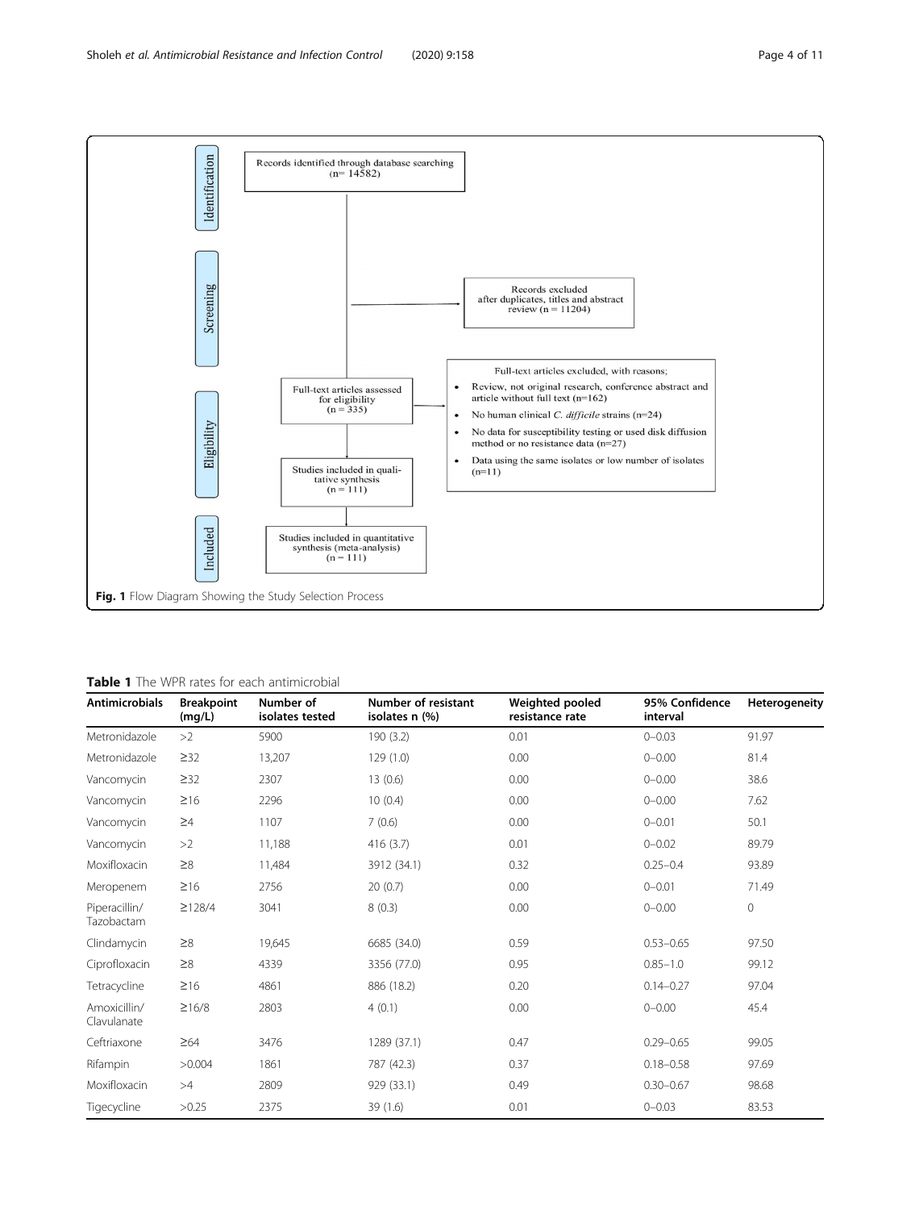Identification

Records identified through database searching (n= 14582)

Screening

Records excluded after duplicates, titles and abstract review (n = 11204)

Eligibility

Full-text articles assessed for eligibility (n = 335)

Full-text articles excluded, with reasons;

- Review, not original research, conference abstract and article without full text (n=162)
- No human clinical *C. difficile* strains (n=24)
- No data for susceptibility testing or used disk diffusion method or no resistance data (n=27)
- Data using the same isolates or low number of isolates (n=11)

Studies included in qualitative synthesis (n = 111)

Included

Studies included in quantitative synthesis (meta-analysis) (n = 111)

**Fig. 1** Flow Diagram Showing the Study Selection Process

**Table 1** The WPR rates for each antimicrobial

| Antimicrobials | Breakpoint (mg/L) | Number of isolates tested | Number of resistant isolates n (%) | Weighted pooled resistance rate | 95% Confidence interval | Heterogeneity |
|---|---|---|---|---|---|---|
| Metronidazole | >2 | 5900 | 190 (3.2) | 0.01 | 0–0.03 | 91.97 |
| Metronidazole | ≥32 | 13,207 | 129 (1.0) | 0.00 | 0–0.00 | 81.4 |
| Vancomycin | ≥32 | 2307 | 13 (0.6) | 0.00 | 0–0.00 | 38.6 |
| Vancomycin | ≥16 | 2296 | 10 (0.4) | 0.00 | 0–0.00 | 7.62 |
| Vancomycin | ≥4 | 1107 | 7 (0.6) | 0.00 | 0–0.01 | 50.1 |
| Vancomycin | >2 | 11,188 | 416 (3.7) | 0.01 | 0–0.02 | 89.79 |
| Moxifloxacin | ≥8 | 11,484 | 3912 (34.1) | 0.32 | 0.25–0.4 | 93.89 |
| Meropenem | ≥16 | 2756 | 20 (0.7) | 0.00 | 0–0.01 | 71.49 |
| Piperacillin/ Tazobactam | ≥128/4 | 3041 | 8 (0.3) | 0.00 | 0–0.00 | 0 |
| Clindamycin | ≥8 | 19,645 | 6685 (34.0) | 0.59 | 0.53–0.65 | 97.50 |
| Ciprofloxacin | ≥8 | 4339 | 3356 (77.0) | 0.95 | 0.85–1.0 | 99.12 |
| Tetracycline | ≥16 | 4861 | 886 (18.2) | 0.20 | 0.14–0.27 | 97.04 |
| Amoxicillin/ Clavulanate | ≥16/8 | 2803 | 4 (0.1) | 0.00 | 0–0.00 | 45.4 |
| Ceftriaxone | ≥64 | 3476 | 1289 (37.1) | 0.47 | 0.29–0.65 | 99.05 |
| Rifampin | >0.004 | 1861 | 787 (42.3) | 0.37 | 0.18–0.58 | 97.69 |
| Moxifloxacin | >4 | 2809 | 929 (33.1) | 0.49 | 0.30–0.67 | 98.68 |
| Tigecycline | >0.25 | 2375 | 39 (1.6) | 0.01 | 0–0.03 | 83.53 |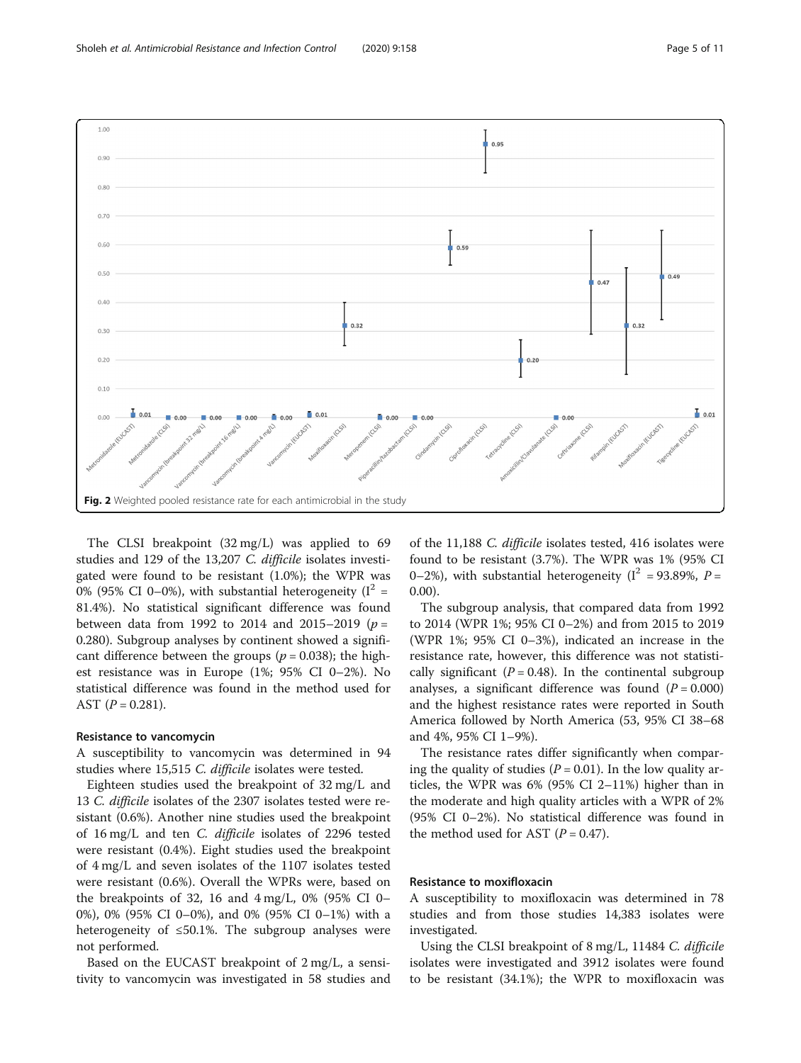Fig. 2 Weighted pooled resistance rate for each antimicrobial in the study

The CLSI breakpoint (32 mg/L) was applied to 69 studies and 129 of the 13,207 *C. difficile* isolates investigated were found to be resistant (1.0%); the WPR was 0% (95% CI 0–0%), with substantial heterogeneity ($I^2$ = 81.4%). No statistical significant difference was found between data from 1992 to 2014 and 2015–2019 ($p$ = 0.280). Subgroup analyses by continent showed a significant difference between the groups ($p$ = 0.038); the highest resistance was in Europe (1%; 95% CI 0–2%). No statistical difference was found in the method used for AST ($P$ = 0.281).

#### Resistance to vancomycin

A susceptibility to vancomycin was determined in 94 studies where 15,515 *C. difficile* isolates were tested.

Eighteen studies used the breakpoint of 32 mg/L and 13 *C. difficile* isolates of the 2307 isolates tested were resistant (0.6%). Another nine studies used the breakpoint of 16 mg/L and ten *C. difficile* isolates of 2296 tested were resistant (0.4%). Eight studies used the breakpoint of 4 mg/L and seven isolates of the 1107 isolates tested were resistant (0.6%). Overall the WPRs were, based on the breakpoints of 32, 16 and 4 mg/L, 0% (95% CI 0–0%), 0% (95% CI 0–0%), and 0% (95% CI 0–1%) with a heterogeneity of ≤50.1%. The subgroup analyses were not performed.

Based on the EUCAST breakpoint of 2 mg/L, a sensitivity to vancomycin was investigated in 58 studies and of the 11,188 *C. difficile* isolates tested, 416 isolates were found to be resistant (3.7%). The WPR was 1% (95% CI 0–2%), with substantial heterogeneity ($I^2$ = 93.89%, $P$ = 0.00).

The subgroup analysis, that compared data from 1992 to 2014 (WPR 1%; 95% CI 0–2%) and from 2015 to 2019 (WPR 1%; 95% CI 0–3%), indicated an increase in the resistance rate, however, this difference was not statistically significant ($P$ = 0.48). In the continental subgroup analyses, a significant difference was found ($P$ = 0.000) and the highest resistance rates were reported in South America followed by North America (53, 95% CI 38–68 and 4%, 95% CI 1–9%).

The resistance rates differ significantly when comparing the quality of studies ($P$ = 0.01). In the low quality articles, the WPR was 6% (95% CI 2–11%) higher than in the moderate and high quality articles with a WPR of 2% (95% CI 0–2%). No statistical difference was found in the method used for AST ($P$ = 0.47).

#### Resistance to moxifloxacin

A susceptibility to moxifloxacin was determined in 78 studies and from those studies 14,383 isolates were investigated.

Using the CLSI breakpoint of 8 mg/L, 11484 *C. difficile* isolates were investigated and 3912 isolates were found to be resistant (34.1%); the WPR to moxifloxacin was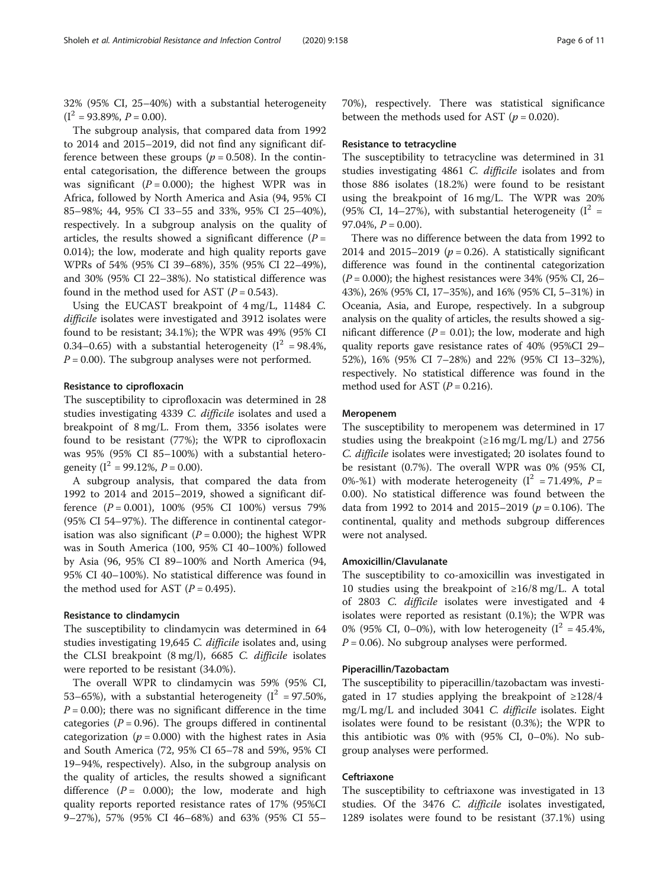32% (95% CI, 25–40%) with a substantial heterogeneity ($I^2$ = 93.89%, $P$ = 0.00).

The subgroup analysis, that compared data from 1992 to 2014 and 2015–2019, did not find any significant difference between these groups ($p$ = 0.508). In the continental categorisation, the difference between the groups was significant ($P$ = 0.000); the highest WPR was in Africa, followed by North America and Asia (94, 95% CI 85–98%; 44, 95% CI 33–55 and 33%, 95% CI 25–40%), respectively. In a subgroup analysis on the quality of articles, the results showed a significant difference ($P$ = 0.014); the low, moderate and high quality reports gave WPRs of 54% (95% CI 39–68%), 35% (95% CI 22–49%), and 30% (95% CI 22–38%). No statistical difference was found in the method used for AST ($P$ = 0.543).

Using the EUCAST breakpoint of 4 mg/L, 11484 *C. difficile* isolates were investigated and 3912 isolates were found to be resistant; 34.1%); the WPR was 49% (95% CI 0.34–0.65) with a substantial heterogeneity ($I^2$ = 98.4%, $P$ = 0.00). The subgroup analyses were not performed.

#### Resistance to ciprofloxacin

The susceptibility to ciprofloxacin was determined in 28 studies investigating 4339 *C. difficile* isolates and used a breakpoint of 8 mg/L. From them, 3356 isolates were found to be resistant (77%); the WPR to ciprofloxacin was 95% (95% CI 85–100%) with a substantial heterogeneity ($I^2$ = 99.12%, $P$ = 0.00).

A subgroup analysis, that compared the data from 1992 to 2014 and 2015–2019, showed a significant difference ($P$ = 0.001), 100% (95% CI 100%) versus 79% (95% CI 54–97%). The difference in continental categorisation was also significant ($P$ = 0.000); the highest WPR was in South America (100, 95% CI 40–100%) followed by Asia (96, 95% CI 89–100% and North America (94, 95% CI 40–100%). No statistical difference was found in the method used for AST ($P$ = 0.495).

#### Resistance to clindamycin

The susceptibility to clindamycin was determined in 64 studies investigating 19,645 *C. difficile* isolates and, using the CLSI breakpoint (8 mg/l), 6685 *C. difficile* isolates were reported to be resistant (34.0%).

The overall WPR to clindamycin was 59% (95% CI, 53–65%), with a substantial heterogeneity ($I^2$ = 97.50%, $P$ = 0.00); there was no significant difference in the time categories ($P$ = 0.96). The groups differed in continental categorization ($p$ = 0.000) with the highest rates in Asia and South America (72, 95% CI 65–78 and 59%, 95% CI 19–94%, respectively). Also, in the subgroup analysis on the quality of articles, the results showed a significant difference ($P$ = 0.000); the low, moderate and high quality reports reported resistance rates of 17% (95%CI 9–27%), 57% (95% CI 46–68%) and 63% (95% CI 55–70%), respectively. There was statistical significance between the methods used for AST ($p$ = 0.020).

#### Resistance to tetracycline

The susceptibility to tetracycline was determined in 31 studies investigating 4861 *C. difficile* isolates and from those 886 isolates (18.2%) were found to be resistant using the breakpoint of 16 mg/L. The WPR was 20% (95% CI, 14–27%), with substantial heterogeneity ($I^2$ = 97.04%, $P$ = 0.00).

There was no difference between the data from 1992 to 2014 and 2015–2019 ($p$ = 0.26). A statistically significant difference was found in the continental categorization ($P$ = 0.000); the highest resistances were 34% (95% CI, 26–43%), 26% (95% CI, 17–35%), and 16% (95% CI, 5–31%) in Oceania, Asia, and Europe, respectively. In a subgroup analysis on the quality of articles, the results showed a significant difference ($P$ = 0.01); the low, moderate and high quality reports gave resistance rates of 40% (95%CI 29–52%), 16% (95% CI 7–28%) and 22% (95% CI 13–32%), respectively. No statistical difference was found in the method used for AST ($P$ = 0.216).

#### Meropenem

The susceptibility to meropenem was determined in 17 studies using the breakpoint (≥16 mg/L mg/L) and 2756 *C. difficile* isolates were investigated; 20 isolates found to be resistant (0.7%). The overall WPR was 0% (95% CI, 0%-%1) with moderate heterogeneity ($I^2$ = 71.49%, $P$ = 0.00). No statistical difference was found between the data from 1992 to 2014 and 2015–2019 ($p$ = 0.106). The continental, quality and methods subgroup differences were not analysed.

#### Amoxicillin/Clavulanate

The susceptibility to co-amoxicillin was investigated in 10 studies using the breakpoint of ≥16/8 mg/L. A total of 2803 *C. difficile* isolates were investigated and 4 isolates were reported as resistant (0.1%); the WPR was 0% (95% CI, 0–0%), with low heterogeneity ($I^2$ = 45.4%, $P$ = 0.06). No subgroup analyses were performed.

#### Piperacillin/Tazobactam

The susceptibility to piperacillin/tazobactam was investigated in 17 studies applying the breakpoint of ≥128/4 mg/L mg/L and included 3041 *C. difficile* isolates. Eight isolates were found to be resistant (0.3%); the WPR to this antibiotic was 0% with (95% CI, 0–0%). No subgroup analyses were performed.

#### Ceftriaxone

The susceptibility to ceftriaxone was investigated in 13 studies. Of the 3476 *C. difficile* isolates investigated, 1289 isolates were found to be resistant (37.1%) using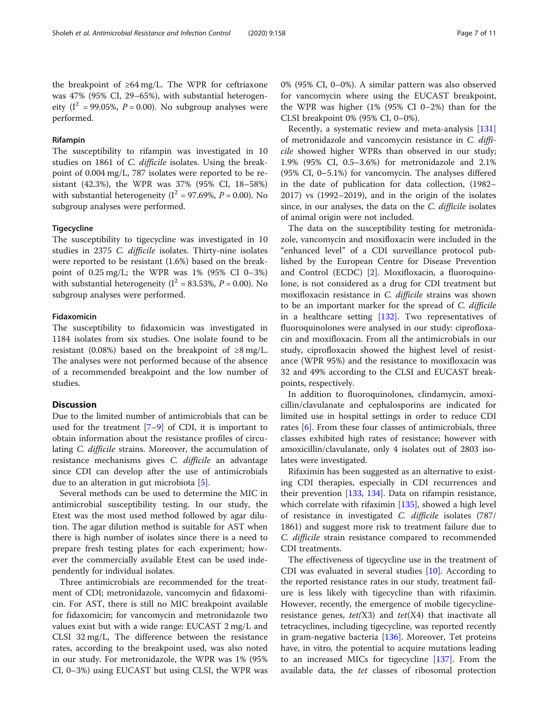the breakpoint of ≥64 mg/L. The WPR for ceftriaxone was 47% (95% CI, 29–65%), with substantial heterogeneity ($I^2$ = 99.05%, $P$ = 0.00). No subgroup analyses were performed.

### Rifampin

The susceptibility to rifampin was investigated in 10 studies on 1861 of *C. difficile* isolates. Using the breakpoint of 0.004 mg/L, 787 isolates were reported to be resistant (42.3%), the WPR was 37% (95% CI, 18–58%) with substantial heterogeneity ($I^2$ = 97.69%, $P$ = 0.00). No subgroup analyses were performed.

### Tigecycline

The susceptibility to tigecycline was investigated in 10 studies in 2375 *C. difficile* isolates. Thirty-nine isolates were reported to be resistant (1.6%) based on the breakpoint of 0.25 mg/L; the WPR was 1% (95% CI 0–3%) with substantial heterogeneity ($I^2$ = 83.53%, $P$ = 0.00). No subgroup analyses were performed.

### Fidaxomicin

The susceptibility to fidaxomicin was investigated in 1184 isolates from six studies. One isolate found to be resistant (0.08%) based on the breakpoint of ≥8 mg/L. The analyses were not performed because of the absence of a recommended breakpoint and the low number of studies.

## Discussion

Due to the limited number of antimicrobials that can be used for the treatment [7–9] of CDI, it is important to obtain information about the resistance profiles of circulating *C. difficile* strains. Moreover, the accumulation of resistance mechanisms gives *C. difficile* an advantage since CDI can develop after the use of antimicrobials due to an alteration in gut microbiota [5].

Several methods can be used to determine the MIC in antimicrobial susceptibility testing. In our study, the Etest was the most used method followed by agar dilution. The agar dilution method is suitable for AST when there is high number of isolates since there is a need to prepare fresh testing plates for each experiment; however the commercially available Etest can be used independently for individual isolates.

Three antimicrobials are recommended for the treatment of CDI; metronidazole, vancomycin and fidaxomicin. For AST, there is still no MIC breakpoint available for fidaxomicin; for vancomycin and metronidazole two values exist but with a wide range: EUCAST 2 mg/L and CLSI 32 mg/L, The difference between the resistance rates, according to the breakpoint used, was also noted in our study. For metronidazole, the WPR was 1% (95% CI, 0–3%) using EUCAST but using CLSI, the WPR was 0% (95% CI, 0–0%). A similar pattern was also observed for vancomycin where using the EUCAST breakpoint, the WPR was higher (1% (95% CI 0–2%) than for the CLSI breakpoint 0% (95% CI, 0–0%).

Recently, a systematic review and meta-analysis [131] of metronidazole and vancomycin resistance in *C. difficile* showed higher WPRs than observed in our study; 1.9% (95% CI, 0.5–3.6%) for metronidazole and 2.1% (95% CI, 0–5.1%) for vancomycin. The analyses differed in the date of publication for data collection, (1982–2017) vs (1992–2019), and in the origin of the isolates since, in our analyses, the data on the *C. difficile* isolates of animal origin were not included.

The data on the susceptibility testing for metronidazole, vancomycin and moxifloxacin were included in the "enhanced level" of a CDI surveillance protocol published by the European Centre for Disease Prevention and Control (ECDC) [2]. Moxifloxacin, a fluoroquinolone, is not considered as a drug for CDI treatment but moxifloxacin resistance in *C. difficile* strains was shown to be an important marker for the spread of *C. difficile* in a healthcare setting [132]. Two representatives of fluoroquinolones were analysed in our study: ciprofloxacin and moxifloxacin. From all the antimicrobials in our study, ciprofloxacin showed the highest level of resistance (WPR 95%) and the resistance to moxifloxacin was 32 and 49% according to the CLSI and EUCAST breakpoints, respectively.

In addition to fluoroquinolones, clindamycin, amoxicillin/clavulanate and cephalosporins are indicated for limited use in hospital settings in order to reduce CDI rates [6]. From these four classes of antimicrobials, three classes exhibited high rates of resistance; however with amoxicillin/clavulanate, only 4 isolates out of 2803 isolates were investigated.

Rifaximin has been suggested as an alternative to existing CDI therapies, especially in CDI recurrences and their prevention [133, 134]. Data on rifampin resistance, which correlate with rifaximin [135], showed a high level of resistance in investigated *C. difficile* isolates (787/1861) and suggest more risk to treatment failure due to *C. difficile* strain resistance compared to recommended CDI treatments.

The effectiveness of tigecycline use in the treatment of CDI was evaluated in several studies [10]. According to the reported resistance rates in our study, treatment failure is less likely with tigecycline than with rifaximin. However, recently, the emergence of mobile tigecycline-resistance genes, *tet*(X3) and *tet*(X4) that inactivate all tetracyclines, including tigecycline, was reported recently in gram-negative bacteria [136]. Moreover, Tet proteins have, in vitro, the potential to acquire mutations leading to an increased MICs for tigecycline [137]. From the available data, the *tet* classes of ribosomal protection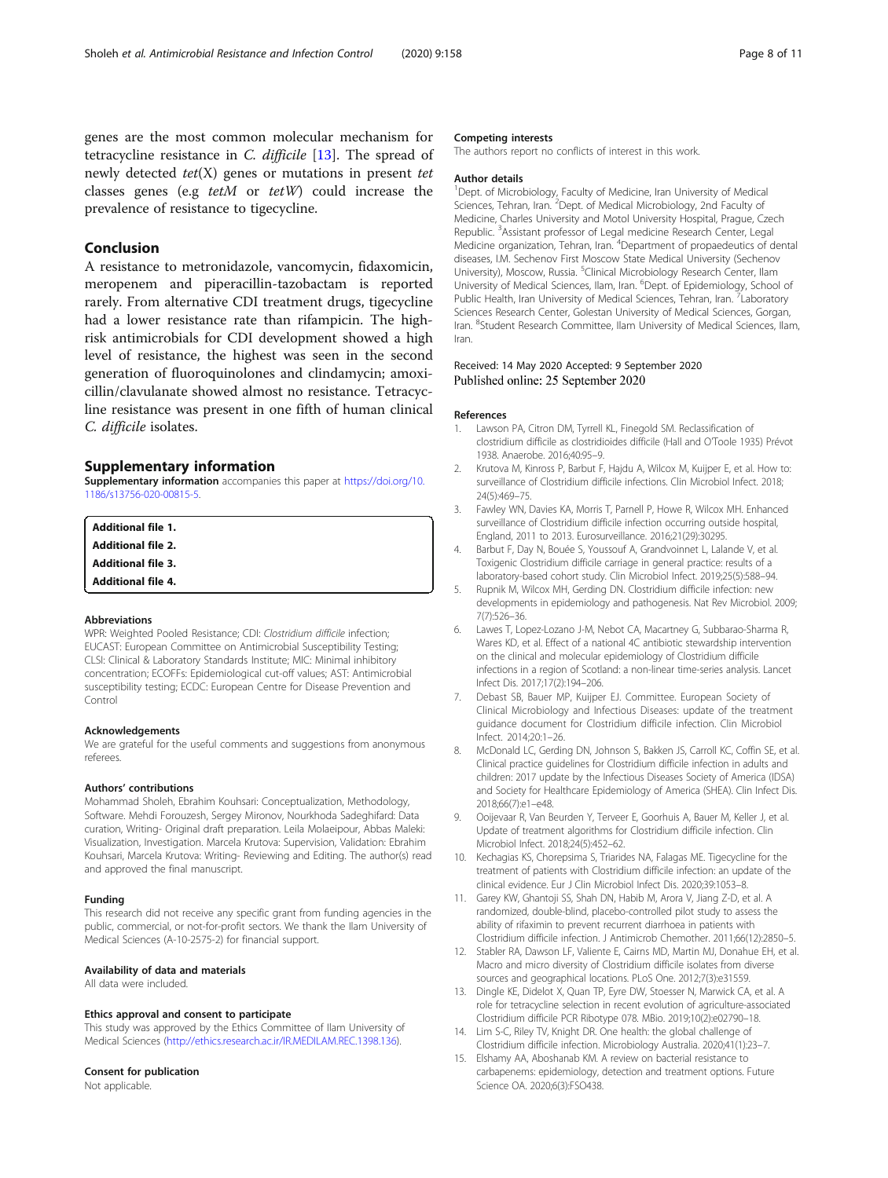genes are the most common molecular mechanism for tetracycline resistance in *C. difficile* [13]. The spread of newly detected *tet*(X) genes or mutations in present *tet* classes genes (e.g *tetM* or *tetW*) could increase the prevalence of resistance to tigecycline.

## Conclusion

A resistance to metronidazole, vancomycin, fidaxomicin, meropenem and piperacillin-tazobactam is reported rarely. From alternative CDI treatment drugs, tigecycline had a lower resistance rate than rifampicin. The high-risk antimicrobials for CDI development showed a high level of resistance, the highest was seen in the second generation of fluoroquinolones and clindamycin; amoxicillin/clavulanate showed almost no resistance. Tetracycline resistance was present in one fifth of human clinical *C. difficile* isolates.

## Supplementary information

**Supplementary information** accompanies this paper at https://doi.org/10.1186/s13756-020-00815-5.

**Additional file 1.**
**Additional file 2.**
**Additional file 3.**
**Additional file 4.**

### Abbreviations

WPR: Weighted Pooled Resistance; CDI: *Clostridium difficile* infection; EUCAST: European Committee on Antimicrobial Susceptibility Testing; CLSI: Clinical & Laboratory Standards Institute; MIC: Minimal inhibitory concentration; ECOFFs: Epidemiological cut-off values; AST: Antimicrobial susceptibility testing; ECDC: European Centre for Disease Prevention and Control

### Acknowledgements

We are grateful for the useful comments and suggestions from anonymous referees.

### Authors' contributions

Mohammad Sholeh, Ebrahim Kouhsari: Conceptualization, Methodology, Software. Mehdi Forouzesh, Sergey Mironov, Nourkhoda Sadeghifard: Data curation, Writing- Original draft preparation. Leila Molaeipour, Abbas Maleki: Visualization, Investigation. Marcela Krutova: Supervision, Validation: Ebrahim Kouhsari, Marcela Krutova: Writing- Reviewing and Editing. The author(s) read and approved the final manuscript.

### Funding

This research did not receive any specific grant from funding agencies in the public, commercial, or not-for-profit sectors. We thank the Ilam University of Medical Sciences (A-10-2575-2) for financial support.

### Availability of data and materials

All data were included.

### Ethics approval and consent to participate

This study was approved by the Ethics Committee of Ilam University of Medical Sciences (http://ethics.research.ac.ir/IR.MEDILAM.REC.1398.136).

### Consent for publication

Not applicable.

### Competing interests

The authors report no conflicts of interest in this work.

### Author details

[1]Dept. of Microbiology, Faculty of Medicine, Iran University of Medical Sciences, Tehran, Iran. [2]Dept. of Medical Microbiology, 2nd Faculty of Medicine, Charles University and Motol University Hospital, Prague, Czech Republic. [3]Assistant professor of Legal medicine Research Center, Legal Medicine organization, Tehran, Iran. [4]Department of propaedeutics of dental diseases, I.M. Sechenov First Moscow State Medical University (Sechenov University), Moscow, Russia. [5]Clinical Microbiology Research Center, Ilam University of Medical Sciences, Ilam, Iran. [6]Dept. of Epidemiology, School of Public Health, Iran University of Medical Sciences, Tehran, Iran. [7]Laboratory Sciences Research Center, Golestan University of Medical Sciences, Gorgan, Iran. [8]Student Research Committee, Ilam University of Medical Sciences, Ilam, Iran.

Received: 14 May 2020 Accepted: 9 September 2020
Published online: 25 September 2020

### References

1. Lawson PA, Citron DM, Tyrrell KL, Finegold SM. Reclassification of clostridium difficile as clostridioides difficile (Hall and O'Toole 1935) Prévot 1938. Anaerobe. 2016;40:95–9.
2. Krutova M, Kinross P, Barbut F, Hajdu A, Wilcox M, Kuijper E, et al. How to: surveillance of Clostridium difficile infections. Clin Microbiol Infect. 2018; 24(5):469–75.
3. Fawley WN, Davies KA, Morris T, Parnell P, Howe R, Wilcox MH. Enhanced surveillance of Clostridium difficile infection occurring outside hospital, England, 2011 to 2013. Eurosurveillance. 2016;21(29):30295.
4. Barbut F, Day N, Bouée S, Youssouf A, Grandvoinnet L, Lalande V, et al. Toxigenic Clostridium difficile carriage in general practice: results of a laboratory-based cohort study. Clin Microbiol Infect. 2019;25(5):588–94.
5. Rupnik M, Wilcox MH, Gerding DN. Clostridium difficile infection: new developments in epidemiology and pathogenesis. Nat Rev Microbiol. 2009; 7(7):526–36.
6. Lawes T, Lopez-Lozano J-M, Nebot CA, Macartney G, Subbarao-Sharma R, Wares KD, et al. Effect of a national 4C antibiotic stewardship intervention on the clinical and molecular epidemiology of Clostridium difficile infections in a region of Scotland: a non-linear time-series analysis. Lancet Infect Dis. 2017;17(2):194–206.
7. Debast SB, Bauer MP, Kuijper EJ. Committee. European Society of Clinical Microbiology and Infectious Diseases: update of the treatment guidance document for Clostridium difficile infection. Clin Microbiol Infect. 2014;20:1–26.
8. McDonald LC, Gerding DN, Johnson S, Bakken JS, Carroll KC, Coffin SE, et al. Clinical practice guidelines for Clostridium difficile infection in adults and children: 2017 update by the Infectious Diseases Society of America (IDSA) and Society for Healthcare Epidemiology of America (SHEA). Clin Infect Dis. 2018;66(7):e1–e48.
9. Ooijevaar R, Van Beurden Y, Terveer E, Goorhuis A, Bauer M, Keller J, et al. Update of treatment algorithms for Clostridium difficile infection. Clin Microbiol Infect. 2018;24(5):452–62.
10. Kechagias KS, Chorepsima S, Triarides NA, Falagas ME. Tigecycline for the treatment of patients with Clostridium difficile infection: an update of the clinical evidence. Eur J Clin Microbiol Infect Dis. 2020;39:1053–8.
11. Garey KW, Ghantoji SS, Shah DN, Habib M, Arora V, Jiang Z-D, et al. A randomized, double-blind, placebo-controlled pilot study to assess the ability of rifaximin to prevent recurrent diarrhoea in patients with Clostridium difficile infection. J Antimicrob Chemother. 2011;66(12):2850–5.
12. Stabler RA, Dawson LF, Valiente E, Cairns MD, Martin MJ, Donahue EH, et al. Macro and micro diversity of Clostridium difficile isolates from diverse sources and geographical locations. PLoS One. 2012;7(3):e31559.
13. Dingle KE, Didelot X, Quan TP, Eyre DW, Stoesser N, Marwick CA, et al. A role for tetracycline selection in recent evolution of agriculture-associated Clostridium difficile PCR Ribotype 078. MBio. 2019;10(2):e02790–18.
14. Lim S-C, Riley TV, Knight DR. One health: the global challenge of Clostridium difficile infection. Microbiology Australia. 2020;41(1):23–7.
15. Elshamy AA, Aboshanab KM. A review on bacterial resistance to carbapenems: epidemiology, detection and treatment options. Future Science OA. 2020;6(3):FSO438.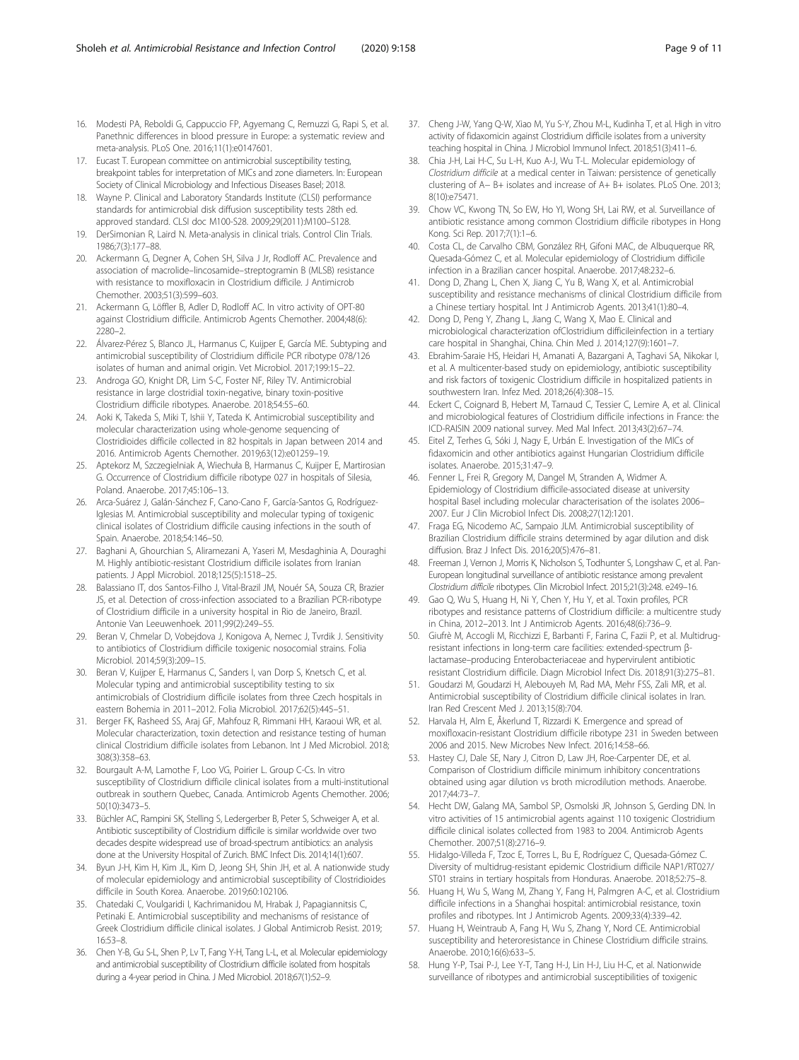16. Modesti PA, Reboldi G, Cappuccio FP, Agyemang C, Remuzzi G, Rapi S, et al. Panethnic differences in blood pressure in Europe: a systematic review and meta-analysis. PLoS One. 2016;11(1):e0147601.
17. Eucast T. European committee on antimicrobial susceptibility testing, breakpoint tables for interpretation of MICs and zone diameters. In: European Society of Clinical Microbiology and Infectious Diseases Basel; 2018.
18. Wayne P. Clinical and Laboratory Standards Institute (CLSI) performance standards for antimicrobial disk diffusion susceptibility tests 28th ed. approved standard. CLSI doc M100-S28. 2009;29(2011):M100–S128.
19. DerSimonian R, Laird N. Meta-analysis in clinical trials. Control Clin Trials. 1986;7(3):177–88.
20. Ackermann G, Degner A, Cohen SH, Silva J Jr, Rodloff AC. Prevalence and association of macrolide–lincosamide–streptogramin B (MLSB) resistance with resistance to moxifloxacin in Clostridium difficile. J Antimicrob Chemother. 2003;51(3):599–603.
21. Ackermann G, Löffler B, Adler D, Rodloff AC. In vitro activity of OPT-80 against Clostridium difficile. Antimicrob Agents Chemother. 2004;48(6): 2280–2.
22. Álvarez-Pérez S, Blanco JL, Harmanus C, Kuijper E, García ME. Subtyping and antimicrobial susceptibility of Clostridium difficile PCR ribotype 078/126 isolates of human and animal origin. Vet Microbiol. 2017;199:15–22.
23. Androga GO, Knight DR, Lim S-C, Foster NF, Riley TV. Antimicrobial resistance in large clostridial toxin-negative, binary toxin-positive Clostridium difficile ribotypes. Anaerobe. 2018;54:55–60.
24. Aoki K, Takeda S, Miki T, Ishii Y, Tateda K. Antimicrobial susceptibility and molecular characterization using whole-genome sequencing of Clostridioides difficile collected in 82 hospitals in Japan between 2014 and 2016. Antimicrob Agents Chemother. 2019;63(12):e01259–19.
25. Aptekorz M, Szczegielniak A, Wiechuła B, Harmanus C, Kuijper E, Martirosian G. Occurrence of Clostridium difficile ribotype 027 in hospitals of Silesia, Poland. Anaerobe. 2017;45:106–13.
26. Arca-Suárez J, Galán-Sánchez F, Cano-Cano F, García-Santos G, Rodríguez-Iglesias M. Antimicrobial susceptibility and molecular typing of toxigenic clinical isolates of Clostridium difficile causing infections in the south of Spain. Anaerobe. 2018;54:146–50.
27. Baghani A, Ghourchian S, Aliramezani A, Yaseri M, Mesdaghinia A, Douraghi M. Highly antibiotic-resistant Clostridium difficile isolates from Iranian patients. J Appl Microbiol. 2018;125(5):1518–25.
28. Balassiano IT, dos Santos-Filho J, Vital-Brazil JM, Nouér SA, Souza CR, Brazier JS, et al. Detection of cross-infection associated to a Brazilian PCR-ribotype of Clostridium difficile in a university hospital in Rio de Janeiro, Brazil. Antonie Van Leeuwenhoek. 2011;99(2):249–55.
29. Beran V, Chmelar D, Vobejdova J, Konigova A, Nemec J, Tvrdik J. Sensitivity to antibiotics of Clostridium difficile toxigenic nosocomial strains. Folia Microbiol. 2014;59(3):209–15.
30. Beran V, Kuijper E, Harmanus C, Sanders I, van Dorp S, Knetsch C, et al. Molecular typing and antimicrobial susceptibility testing to six antimicrobials of Clostridium difficile isolates from three Czech hospitals in eastern Bohemia in 2011–2012. Folia Microbiol. 2017;62(5):445–51.
31. Berger FK, Rasheed SS, Araj GF, Mahfouz R, Rimmani HH, Karaoui WR, et al. Molecular characterization, toxin detection and resistance testing of human clinical Clostridium difficile isolates from Lebanon. Int J Med Microbiol. 2018; 308(3):358–63.
32. Bourgault A-M, Lamothe F, Loo VG, Poirier L. Group C-Cs. In vitro susceptibility of Clostridium difficile clinical isolates from a multi-institutional outbreak in southern Quebec, Canada. Antimicrob Agents Chemother. 2006; 50(10):3473–5.
33. Büchler AC, Rampini SK, Stelling S, Ledergerber B, Peter S, Schweiger A, et al. Antibiotic susceptibility of Clostridium difficile is similar worldwide over two decades despite widespread use of broad-spectrum antibiotics: an analysis done at the University Hospital of Zurich. BMC Infect Dis. 2014;14(1):607.
34. Byun J-H, Kim H, Kim JL, Kim D, Jeong SH, Shin JH, et al. A nationwide study of molecular epidemiology and antimicrobial susceptibility of Clostridioides difficile in South Korea. Anaerobe. 2019;60:102106.
35. Chatedaki C, Voulgaridi I, Kachrimanidou M, Hrabak J, Papagiannitsis C, Petinaki E. Antimicrobial susceptibility and mechanisms of resistance of Greek Clostridium difficile clinical isolates. J Global Antimicrob Resist. 2019; 16:53–8.
36. Chen Y-B, Gu S-L, Shen P, Lv T, Fang Y-H, Tang L-L, et al. Molecular epidemiology and antimicrobial susceptibility of Clostridium difficile isolated from hospitals during a 4-year period in China. J Med Microbiol. 2018;67(1):52–9.
37. Cheng J-W, Yang Q-W, Xiao M, Yu S-Y, Zhou M-L, Kudinha T, et al. High in vitro activity of fidaxomicin against Clostridium difficile isolates from a university teaching hospital in China. J Microbiol Immunol Infect. 2018;51(3):411–6.
38. Chia J-H, Lai H-C, Su L-H, Kuo A-J, Wu T-L. Molecular epidemiology of *Clostridium difficile* at a medical center in Taiwan: persistence of genetically clustering of A− B+ isolates and increase of A+ B+ isolates. PLoS One. 2013; 8(10):e75471.
39. Chow VC, Kwong TN, So EW, Ho YI, Wong SH, Lai RW, et al. Surveillance of antibiotic resistance among common Clostridium difficile ribotypes in Hong Kong. Sci Rep. 2017;7(1):1–6.
40. Costa CL, de Carvalho CBM, González RH, Gifoni MAC, de Albuquerque RR, Quesada-Gómez C, et al. Molecular epidemiology of Clostridium difficile infection in a Brazilian cancer hospital. Anaerobe. 2017;48:232–6.
41. Dong D, Zhang L, Chen X, Jiang C, Yu B, Wang X, et al. Antimicrobial susceptibility and resistance mechanisms of clinical Clostridium difficile from a Chinese tertiary hospital. Int J Antimicrob Agents. 2013;41(1):80–4.
42. Dong D, Peng Y, Zhang L, Jiang C, Wang X, Mao E. Clinical and microbiological characterization ofClostridium difficileinfection in a tertiary care hospital in Shanghai, China. Chin Med J. 2014;127(9):1601–7.
43. Ebrahim-Saraie HS, Heidari H, Amanati A, Bazargani A, Taghavi SA, Nikokar I, et al. A multicenter-based study on epidemiology, antibiotic susceptibility and risk factors of toxigenic Clostridium difficile in hospitalized patients in southwestern Iran. Infez Med. 2018;26(4):308–15.
44. Eckert C, Coignard B, Hebert M, Tarnaud C, Tessier C, Lemire A, et al. Clinical and microbiological features of Clostridium difficile infections in France: the ICD-RAISIN 2009 national survey. Med Mal Infect. 2013;43(2):67–74.
45. Eitel Z, Terhes G, Sóki J, Nagy E, Urbán E. Investigation of the MICs of fidaxomicin and other antibiotics against Hungarian Clostridium difficile isolates. Anaerobe. 2015;31:47–9.
46. Fenner L, Frei R, Gregory M, Dangel M, Stranden A, Widmer A. Epidemiology of Clostridium difficile-associated disease at university hospital Basel including molecular characterisation of the isolates 2006–2007. Eur J Clin Microbiol Infect Dis. 2008;27(12):1201.
47. Fraga EG, Nicodemo AC, Sampaio JLM. Antimicrobial susceptibility of Brazilian Clostridium difficile strains determined by agar dilution and disk diffusion. Braz J Infect Dis. 2016;20(5):476–81.
48. Freeman J, Vernon J, Morris K, Nicholson S, Todhunter S, Longshaw C, et al. Pan-European longitudinal surveillance of antibiotic resistance among prevalent *Clostridium difficile* ribotypes. Clin Microbiol Infect. 2015;21(3):248. e249–16.
49. Gao Q, Wu S, Huang H, Ni Y, Chen Y, Hu Y, et al. Toxin profiles, PCR ribotypes and resistance patterns of Clostridium difficile: a multicentre study in China, 2012–2013. Int J Antimicrob Agents. 2016;48(6):736–9.
50. Giufrè M, Accogli M, Ricchizzi E, Barbanti F, Farina C, Fazii P, et al. Multidrug-resistant infections in long-term care facilities: extended-spectrum β-lactamase–producing Enterobacteriaceae and hypervirulent antibiotic resistant Clostridium difficile. Diagn Microbiol Infect Dis. 2018;91(3):275–81.
51. Goudarzi M, Goudarzi H, Alebouyeh M, Rad MA, Mehr FSS, Zali MR, et al. Antimicrobial susceptibility of Clostridium difficile clinical isolates in Iran. Iran Red Crescent Med J. 2013;15(8):704.
52. Harvala H, Alm E, Åkerlund T, Rizzardi K. Emergence and spread of moxifloxacin-resistant Clostridium difficile ribotype 231 in Sweden between 2006 and 2015. New Microbes New Infect. 2016;14:58–66.
53. Hastey CJ, Dale SE, Nary J, Citron D, Law JH, Roe-Carpenter DE, et al. Comparison of Clostridium difficile minimum inhibitory concentrations obtained using agar dilution vs broth microdilution methods. Anaerobe. 2017;44:73–7.
54. Hecht DW, Galang MA, Sambol SP, Osmolski JR, Johnson S, Gerding DN. In vitro activities of 15 antimicrobial agents against 110 toxigenic Clostridium difficile clinical isolates collected from 1983 to 2004. Antimicrob Agents Chemother. 2007;51(8):2716–9.
55. Hidalgo-Villeda F, Tzoc E, Torres L, Bu E, Rodríguez C, Quesada-Gómez C. Diversity of multidrug-resistant epidemic Clostridium difficile NAP1/RT027/ ST01 strains in tertiary hospitals from Honduras. Anaerobe. 2018;52:75–8.
56. Huang H, Wu S, Wang M, Zhang Y, Fang H, Palmgren A-C, et al. Clostridium difficile infections in a Shanghai hospital: antimicrobial resistance, toxin profiles and ribotypes. Int J Antimicrob Agents. 2009;33(4):339–42.
57. Huang H, Weintraub A, Fang H, Wu S, Zhang Y, Nord CE. Antimicrobial susceptibility and heteroresistance in Chinese Clostridium difficile strains. Anaerobe. 2010;16(6):633–5.
58. Hung Y-P, Tsai P-J, Lee Y-T, Tang H-J, Lin H-J, Liu H-C, et al. Nationwide surveillance of ribotypes and antimicrobial susceptibilities of toxigenic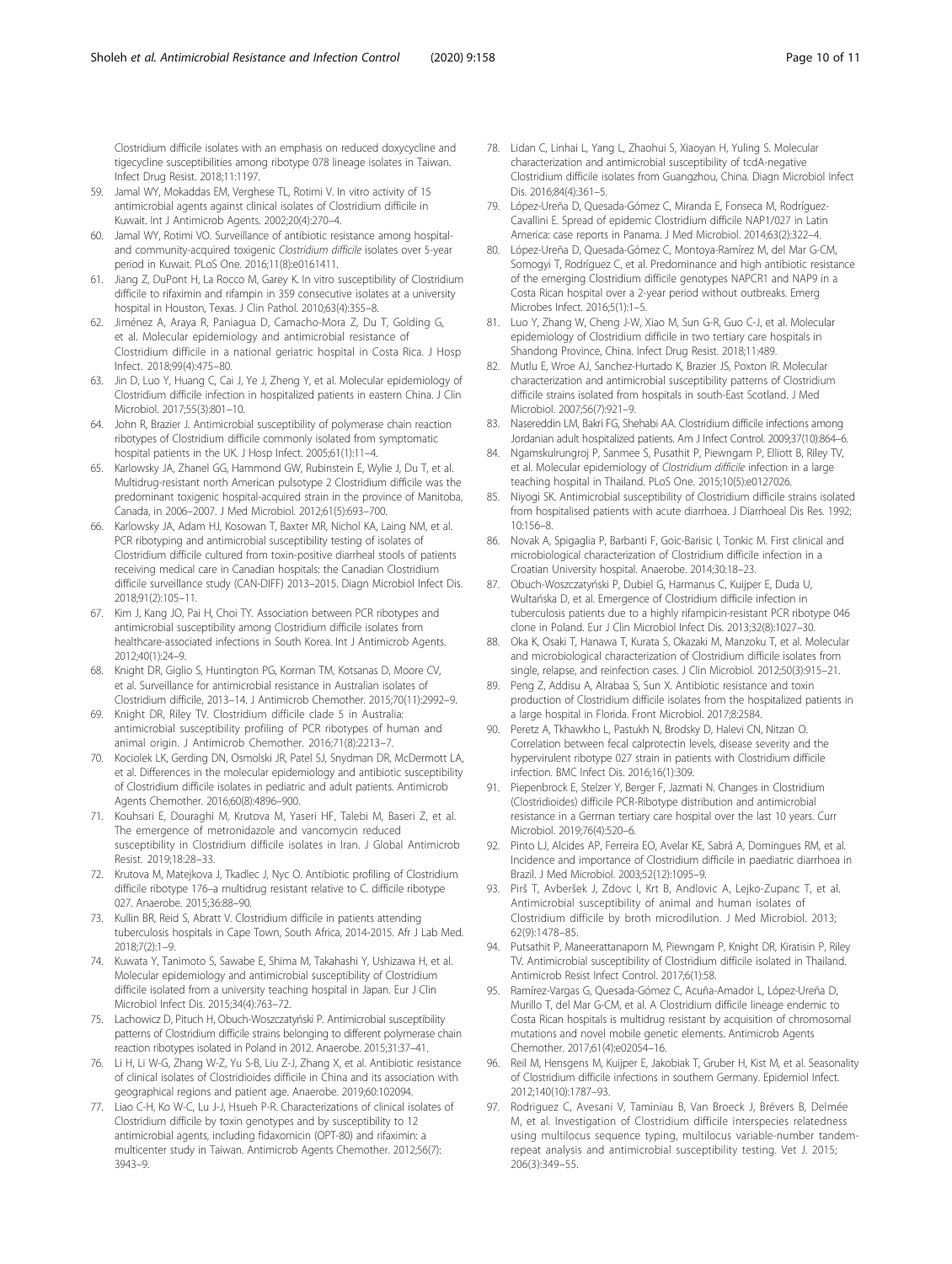Clostridium difficile isolates with an emphasis on reduced doxycycline and tigecycline susceptibilities among ribotype 078 lineage isolates in Taiwan. Infect Drug Resist. 2018;11:1197.

59. Jamal WY, Mokaddas EM, Verghese TL, Rotimi V. In vitro activity of 15 antimicrobial agents against clinical isolates of Clostridium difficile in Kuwait. Int J Antimicrob Agents. 2002;20(4):270–4.
60. Jamal WY, Rotimi VO. Surveillance of antibiotic resistance among hospital- and community-acquired toxigenic *Clostridium difficile* isolates over 5-year period in Kuwait. PLoS One. 2016;11(8):e0161411.
61. Jiang Z, DuPont H, La Rocco M, Garey K. In vitro susceptibility of Clostridium difficile to rifaximin and rifampin in 359 consecutive isolates at a university hospital in Houston, Texas. J Clin Pathol. 2010;63(4):355–8.
62. Jiménez A, Araya R, Paniagua D, Camacho-Mora Z, Du T, Golding G, et al. Molecular epidemiology and antimicrobial resistance of Clostridium difficile in a national geriatric hospital in Costa Rica. J Hosp Infect. 2018;99(4):475–80.
63. Jin D, Luo Y, Huang C, Cai J, Ye J, Zheng Y, et al. Molecular epidemiology of Clostridium difficile infection in hospitalized patients in eastern China. J Clin Microbiol. 2017;55(3):801–10.
64. John R, Brazier J. Antimicrobial susceptibility of polymerase chain reaction ribotypes of Clostridium difficile commonly isolated from symptomatic hospital patients in the UK. J Hosp Infect. 2005;61(1):11–4.
65. Karlowsky JA, Zhanel GG, Hammond GW, Rubinstein E, Wylie J, Du T, et al. Multidrug-resistant north American pulsotype 2 Clostridium difficile was the predominant toxigenic hospital-acquired strain in the province of Manitoba, Canada, in 2006–2007. J Med Microbiol. 2012;61(5):693–700.
66. Karlowsky JA, Adam HJ, Kosowan T, Baxter MR, Nichol KA, Laing NM, et al. PCR ribotyping and antimicrobial susceptibility testing of isolates of Clostridium difficile cultured from toxin-positive diarrheal stools of patients receiving medical care in Canadian hospitals: the Canadian Clostridium difficile surveillance study (CAN-DIFF) 2013–2015. Diagn Microbiol Infect Dis. 2018;91(2):105–11.
67. Kim J, Kang JO, Pai H, Choi TY. Association between PCR ribotypes and antimicrobial susceptibility among Clostridium difficile isolates from healthcare-associated infections in South Korea. Int J Antimicrob Agents. 2012;40(1):24–9.
68. Knight DR, Giglio S, Huntington PG, Korman TM, Kotsanas D, Moore CV, et al. Surveillance for antimicrobial resistance in Australian isolates of Clostridium difficile, 2013–14. J Antimicrob Chemother. 2015;70(11):2992–9.
69. Knight DR, Riley TV. Clostridium difficile clade 5 in Australia: antimicrobial susceptibility profiling of PCR ribotypes of human and animal origin. J Antimicrob Chemother. 2016;71(8):2213–7.
70. Kociolek LK, Gerding DN, Osmolski JR, Patel SJ, Snydman DR, McDermott LA, et al. Differences in the molecular epidemiology and antibiotic susceptibility of Clostridium difficile isolates in pediatric and adult patients. Antimicrob Agents Chemother. 2016;60(8):4896–900.
71. Kouhsari E, Douraghi M, Krutova M, Yaseri HF, Talebi M, Baseri Z, et al. The emergence of metronidazole and vancomycin reduced susceptibility in Clostridium difficile isolates in Iran. J Global Antimicrob Resist. 2019;18:28–33.
72. Krutova M, Matejkova J, Tkadlec J, Nyc O. Antibiotic profiling of Clostridium difficile ribotype 176–a multidrug resistant relative to C. difficile ribotype 027. Anaerobe. 2015;36:88–90.
73. Kullin BR, Reid S, Abratt V. Clostridium difficile in patients attending tuberculosis hospitals in Cape Town, South Africa, 2014-2015. Afr J Lab Med. 2018;7(2):1–9.
74. Kuwata Y, Tanimoto S, Sawabe E, Shima M, Takahashi Y, Ushizawa H, et al. Molecular epidemiology and antimicrobial susceptibility of Clostridium difficile isolated from a university teaching hospital in Japan. Eur J Clin Microbiol Infect Dis. 2015;34(4):763–72.
75. Lachowicz D, Pituch H, Obuch-Woszczatyński P. Antimicrobial susceptibility patterns of Clostridium difficile strains belonging to different polymerase chain reaction ribotypes isolated in Poland in 2012. Anaerobe. 2015;31:37–41.
76. Li H, Li W-G, Zhang W-Z, Yu S-B, Liu Z-J, Zhang X, et al. Antibiotic resistance of clinical isolates of Clostridioides difficile in China and its association with geographical regions and patient age. Anaerobe. 2019;60:102094.
77. Liao C-H, Ko W-C, Lu J-J, Hsueh P-R. Characterizations of clinical isolates of Clostridium difficile by toxin genotypes and by susceptibility to 12 antimicrobial agents, including fidaxomicin (OPT-80) and rifaximin: a multicenter study in Taiwan. Antimicrob Agents Chemother. 2012;56(7): 3943–9.
78. Lidan C, Linhai L, Yang L, Zhaohui S, Xiaoyan H, Yuling S. Molecular characterization and antimicrobial susceptibility of tcdA-negative Clostridium difficile isolates from Guangzhou, China. Diagn Microbiol Infect Dis. 2016;84(4):361–5.
79. López-Ureña D, Quesada-Gómez C, Miranda E, Fonseca M, Rodríguez-Cavallini E. Spread of epidemic Clostridium difficile NAP1/027 in Latin America: case reports in Panama. J Med Microbiol. 2014;63(2):322–4.
80. López-Ureña D, Quesada-Gómez C, Montoya-Ramírez M, del Mar G-CM, Somogyi T, Rodríguez C, et al. Predominance and high antibiotic resistance of the emerging Clostridium difficile genotypes NAPCR1 and NAP9 in a Costa Rican hospital over a 2-year period without outbreaks. Emerg Microbes Infect. 2016;5(1):1–5.
81. Luo Y, Zhang W, Cheng J-W, Xiao M, Sun G-R, Guo C-J, et al. Molecular epidemiology of Clostridium difficile in two tertiary care hospitals in Shandong Province, China. Infect Drug Resist. 2018;11:489.
82. Mutlu E, Wroe AJ, Sanchez-Hurtado K, Brazier JS, Poxton IR. Molecular characterization and antimicrobial susceptibility patterns of Clostridium difficile strains isolated from hospitals in south-East Scotland. J Med Microbiol. 2007;56(7):921–9.
83. Nasereddin LM, Bakri FG, Shehabi AA. Clostridium difficile infections among Jordanian adult hospitalized patients. Am J Infect Control. 2009;37(10):864–6.
84. Ngamskulrungroj P, Sanmee S, Pusathit P, Piewngam P, Elliott B, Riley TV, et al. Molecular epidemiology of *Clostridium difficile* infection in a large teaching hospital in Thailand. PLoS One. 2015;10(5):e0127026.
85. Niyogi SK. Antimicrobial susceptibility of Clostridium difficile strains isolated from hospitalised patients with acute diarrhoea. J Diarrhoeal Dis Res. 1992; 10:156–8.
86. Novak A, Spigaglia P, Barbanti F, Goic-Barisic I, Tonkic M. First clinical and microbiological characterization of Clostridium difficile infection in a Croatian University hospital. Anaerobe. 2014;30:18–23.
87. Obuch-Woszczatyński P, Dubiel G, Harmanus C, Kuijper E, Duda U, Wultańska D, et al. Emergence of Clostridium difficile infection in tuberculosis patients due to a highly rifampicin-resistant PCR ribotype 046 clone in Poland. Eur J Clin Microbiol Infect Dis. 2013;32(8):1027–30.
88. Oka K, Osaki T, Hanawa T, Kurata S, Okazaki M, Manzoku T, et al. Molecular and microbiological characterization of Clostridium difficile isolates from single, relapse, and reinfection cases. J Clin Microbiol. 2012;50(3):915–21.
89. Peng Z, Addisu A, Alrabaa S, Sun X. Antibiotic resistance and toxin production of Clostridium difficile isolates from the hospitalized patients in a large hospital in Florida. Front Microbiol. 2017;8:2584.
90. Peretz A, Tkhawkho L, Pastukh N, Brodsky D, Halevi CN, Nitzan O. Correlation between fecal calprotectin levels, disease severity and the hypervirulent ribotype 027 strain in patients with Clostridium difficile infection. BMC Infect Dis. 2016;16(1):309.
91. Piepenbrock E, Stelzer Y, Berger F, Jazmati N. Changes in Clostridium (Clostridioides) difficile PCR-Ribotype distribution and antimicrobial resistance in a German tertiary care hospital over the last 10 years. Curr Microbiol. 2019;76(4):520–6.
92. Pinto LJ, Alcides AP, Ferreira EO, Avelar KE, Sabrá A, Domingues RM, et al. Incidence and importance of Clostridium difficile in paediatric diarrhoea in Brazil. J Med Microbiol. 2003;52(12):1095–9.
93. Pirš T, Avberšek J, Zdovc I, Krt B, Andlovic A, Lejko-Zupanc T, et al. Antimicrobial susceptibility of animal and human isolates of Clostridium difficile by broth microdilution. J Med Microbiol. 2013; 62(9):1478–85.
94. Putsathit P, Maneerattanaporn M, Piewngam P, Knight DR, Kiratisin P, Riley TV. Antimicrobial susceptibility of Clostridium difficile isolated in Thailand. Antimicrob Resist Infect Control. 2017;6(1):58.
95. Ramírez-Vargas G, Quesada-Gómez C, Acuña-Amador L, López-Ureña D, Murillo T, del Mar G-CM, et al. A Clostridium difficile lineage endemic to Costa Rican hospitals is multidrug resistant by acquisition of chromosomal mutations and novel mobile genetic elements. Antimicrob Agents Chemother. 2017;61(4):e02054–16.
96. Reil M, Hensgens M, Kuijper E, Jakobiak T, Gruber H, Kist M, et al. Seasonality of Clostridium difficile infections in southern Germany. Epidemiol Infect. 2012;140(10):1787–93.
97. Rodriguez C, Avesani V, Taminiau B, Van Broeck J, Brévers B, Delmée M, et al. Investigation of Clostridium difficile interspecies relatedness using multilocus sequence typing, multilocus variable-number tandem-repeat analysis and antimicrobial susceptibility testing. Vet J. 2015; 206(3):349–55.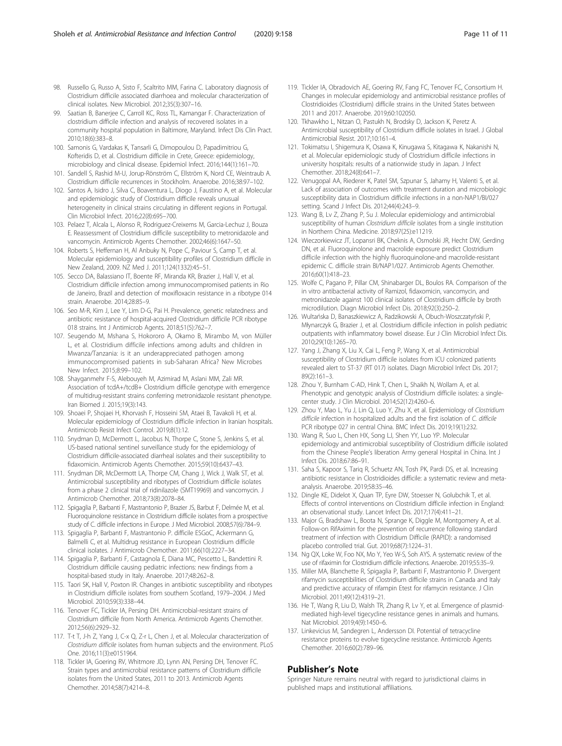98. Russello G, Russo A, Sisto F, Scaltrito MM, Farina C. Laboratory diagnosis of Clostridium difficile associated diarrhoea and molecular characterization of clinical isolates. New Microbiol. 2012;35(3):307–16.
99. Saatian B, Banerjee C, Carroll KC, Ross TL, Kamangar F. Characterization of clostridium difficile infection and analysis of recovered isolates in a community hospital population in Baltimore, Maryland. Infect Dis Clin Pract. 2010;18(6):383–8.
100. Samonis G, Vardakas K, Tansarli G, Dimopoulou D, Papadimitriou G, Kofteridis D, et al. Clostridium difficile in Crete, Greece: epidemiology, microbiology and clinical disease. Epidemiol Infect. 2016;144(1):161–70.
101. Sandell S, Rashid M-U, Jorup-Rönström C, Ellström K, Nord CE, Weintraub A. Clostridium difficile recurrences in Stockholm. Anaerobe. 2016;38:97–102.
102. Santos A, Isidro J, Silva C, Boaventura L, Diogo J, Faustino A, et al. Molecular and epidemiologic study of Clostridium difficile reveals unusual heterogeneity in clinical strains circulating in different regions in Portugal. Clin Microbiol Infect. 2016;22(8):695–700.
103. Pelaez T, Alcala L, Alonso R, Rodriguez-Creixems M, Garcia-Lechuz J, Bouza E. Reassessment of Clostridium difficile susceptibility to metronidazole and vancomycin. Antimicrob Agents Chemother. 2002;46(6):1647–50.
104. Roberts S, Heffernan H, Al Anbuky N, Pope C, Paviour S, Camp T, et al. Molecular epidemiology and susceptibility profiles of Clostridium difficile in New Zealand, 2009. NZ Med J. 2011;124(1332):45–51.
105. Secco DA, Balassiano IT, Boente RF, Miranda KR, Brazier J, Hall V, et al. Clostridium difficile infection among immunocompromised patients in Rio de Janeiro, Brazil and detection of moxifloxacin resistance in a ribotype 014 strain. Anaerobe. 2014;28:85–9.
106. Seo M-R, Kim J, Lee Y, Lim D-G, Pai H. Prevalence, genetic relatedness and antibiotic resistance of hospital-acquired Clostridium difficile PCR ribotype 018 strains. Int J Antimicrob Agents. 2018;51(5):762–7.
107. Seugendo M, Mshana S, Hokororo A, Okamo B, Mirambo M, von Müller L, et al. Clostridium difficile infections among adults and children in Mwanza/Tanzania: is it an underappreciated pathogen among immunocompromised patients in sub-Saharan Africa? New Microbes New Infect. 2015;8:99–102.
108. Shayganmehr F-S, Alebouyeh M, Azimirad M, Aslani MM, Zali MR. Association of tcdA+/tcdB+ Clostridium difficile genotype with emergence of multidrug-resistant strains conferring metronidazole resistant phenotype. Iran Biomed J. 2015;19(3):143.
109. Shoaei P, Shojaei H, Khorvash F, Hosseini SM, Ataei B, Tavakoli H, et al. Molecular epidemiology of Clostridium difficile infection in Iranian hospitals. Antimicrob Resist Infect Control. 2019;8(1):12.
110. Snydman D, McDermott L, Jacobus N, Thorpe C, Stone S, Jenkins S, et al. US-based national sentinel surveillance study for the epidemiology of Clostridium difficile-associated diarrheal isolates and their susceptibility to fidaxomicin. Antimicrob Agents Chemother. 2015;59(10):6437–43.
111. Snydman DR, McDermott LA, Thorpe CM, Chang J, Wick J, Walk ST, et al. Antimicrobial susceptibility and ribotypes of Clostridium difficile isolates from a phase 2 clinical trial of ridinilazole (SMT19969) and vancomycin. J Antimicrob Chemother. 2018;73(8):2078–84.
112. Spigaglia P, Barbanti F, Mastrantonio P, Brazier JS, Barbut F, Delmée M, et al. Fluoroquinolone resistance in Clostridium difficile isolates from a prospective study of C. difficile infections in Europe. J Med Microbiol. 2008;57(6):784–9.
113. Spigaglia P, Barbanti F, Mastrantonio P. difficile ESGoC, Ackermann G, Balmelli C, et al. Multidrug resistance in European Clostridium difficile clinical isolates. J Antimicrob Chemother. 2011;66(10):2227–34.
114. Spigaglia P, Barbanti F, Castagnola E, Diana MC, Pescetto L, Bandettini R. Clostridium difficile causing pediatric infections: new findings from a hospital-based study in Italy. Anaerobe. 2017;48:262–8.
115. Taori SK, Hall V, Poxton IR. Changes in antibiotic susceptibility and ribotypes in Clostridium difficile isolates from southern Scotland, 1979–2004. J Med Microbiol. 2010;59(3):338–44.
116. Tenover FC, Tickler IA, Persing DH. Antimicrobial-resistant strains of Clostridium difficile from North America. Antimicrob Agents Chemother. 2012;56(6):2929–32.
117. T-t T, J-h Z, Yang J, C-x Q, Z-r L, Chen J, et al. Molecular characterization of *Clostridium difficile* isolates from human subjects and the environment. PLoS One. 2016;11(3):e0151964.
118. Tickler IA, Goering RV, Whitmore JD, Lynn AN, Persing DH, Tenover FC. Strain types and antimicrobial resistance patterns of Clostridium difficile isolates from the United States, 2011 to 2013. Antimicrob Agents Chemother. 2014;58(7):4214–8.
119. Tickler IA, Obradovich AE, Goering RV, Fang FC, Tenover FC, Consortium H. Changes in molecular epidemiology and antimicrobial resistance profiles of Clostridioides (Clostridium) difficile strains in the United States between 2011 and 2017. Anaerobe. 2019;60:102050.
120. Tkhawkho L, Nitzan O, Pastukh N, Brodsky D, Jackson K, Peretz A. Antimicrobial susceptibility of Clostridium difficile isolates in Israel. J Global Antimicrob Resist. 2017;10:161–4.
121. Tokimatsu I, Shigemura K, Osawa K, Kinugawa S, Kitagawa K, Nakanishi N, et al. Molecular epidemiologic study of Clostridium difficile infections in university hospitals: results of a nationwide study in Japan. J Infect Chemother. 2018;24(8):641–7.
122. Venugopal AA, Riederer K, Patel SM, Szpunar S, Jahamy H, Valenti S, et al. Lack of association of outcomes with treatment duration and microbiologic susceptibility data in Clostridium difficile infections in a non-NAP1/BI/027 setting. Scand J Infect Dis. 2012;44(4):243–9.
123. Wang B, Lv Z, Zhang P, Su J. Molecular epidemiology and antimicrobial susceptibility of human *Clostridium difficile* isolates from a single institution in Northern China. Medicine. 2018;97(25):e11219.
124. Wieczorkiewicz JT, Lopansri BK, Cheknis A, Osmolski JR, Hecht DW, Gerding DN, et al. Fluoroquinolone and macrolide exposure predict Clostridium difficile infection with the highly fluoroquinolone-and macrolide-resistant epidemic C. difficile strain BI/NAP1/027. Antimicrob Agents Chemother. 2016;60(1):418–23.
125. Wolfe C, Pagano P, Pillar CM, Shinabarger DL, Boulos RA. Comparison of the in vitro antibacterial activity of Ramizol, fidaxomicin, vancomycin, and metronidazole against 100 clinical isolates of Clostridium difficile by broth microdilution. Diagn Microbiol Infect Dis. 2018;92(3):250–2.
126. Wultańska D, Banaszkiewicz A, Radzikowski A, Obuch-Woszczatyński P, Młynarczyk G, Brazier J, et al. Clostridium difficile infection in polish pediatric outpatients with inflammatory bowel disease. Eur J Clin Microbiol Infect Dis. 2010;29(10):1265–70.
127. Yang J, Zhang X, Liu X, Cai L, Feng P, Wang X, et al. Antimicrobial susceptibility of Clostridium difficile isolates from ICU colonized patients revealed alert to ST-37 (RT 017) isolates. Diagn Microbiol Infect Dis. 2017; 89(2):161–3.
128. Zhou Y, Burnham C-AD, Hink T, Chen L, Shaikh N, Wollam A, et al. Phenotypic and genotypic analysis of Clostridium difficile isolates: a single-center study. J Clin Microbiol. 2014;52(12):4260–6.
129. Zhou Y, Mao L, Yu J, Lin Q, Luo Y, Zhu X, et al. Epidemiology of *Clostridium difficile* infection in hospitalized adults and the first isolation of *C. difficile* PCR ribotype 027 in central China. BMC Infect Dis. 2019;19(1):232.
130. Wang R, Suo L, Chen HX, Song LJ, Shen YY, Luo YP. Molecular epidemiology and antimicrobial susceptibility of Clostridium difficile isolated from the Chinese People's liberation Army general Hospital in China. Int J Infect Dis. 2018;67:86–91.
131. Saha S, Kapoor S, Tariq R, Schuetz AN, Tosh PK, Pardi DS, et al. Increasing antibiotic resistance in Clostridioides difficile: a systematic review and meta-analysis. Anaerobe. 2019;58:35–46.
132. Dingle KE, Didelot X, Quan TP, Eyre DW, Stoesser N, Golubchik T, et al. Effects of control interventions on Clostridium difficile infection in England: an observational study. Lancet Infect Dis. 2017;17(4):411–21.
133. Major G, Bradshaw L, Boota N, Sprange K, Diggle M, Montgomery A, et al. Follow-on RifAximin for the prevention of recurrence following standard treatment of infection with Clostridium Difficile (RAPID): a randomised placebo controlled trial. Gut. 2019;68(7):1224–31.
134. Ng QX, Loke W, Foo NX, Mo Y, Yeo W-S, Soh AYS. A systematic review of the use of rifaximin for Clostridium difficile infections. Anaerobe. 2019;55:35–9.
135. Miller MA, Blanchette R, Spigaglia P, Barbanti F, Mastrantonio P. Divergent rifamycin susceptibilities of Clostridium difficile strains in Canada and Italy and predictive accuracy of rifampin Etest for rifamycin resistance. J Clin Microbiol. 2011;49(12):4319–21.
136. He T, Wang R, Liu D, Walsh TR, Zhang R, Lv Y, et al. Emergence of plasmid-mediated high-level tigecycline resistance genes in animals and humans. Nat Microbiol. 2019;4(9):1450–6.
137. Linkevicius M, Sandegren L, Andersson DI. Potential of tetracycline resistance proteins to evolve tigecycline resistance. Antimicrob Agents Chemother. 2016;60(2):789–96.

## Publisher's Note

Springer Nature remains neutral with regard to jurisdictional claims in published maps and institutional affiliations.